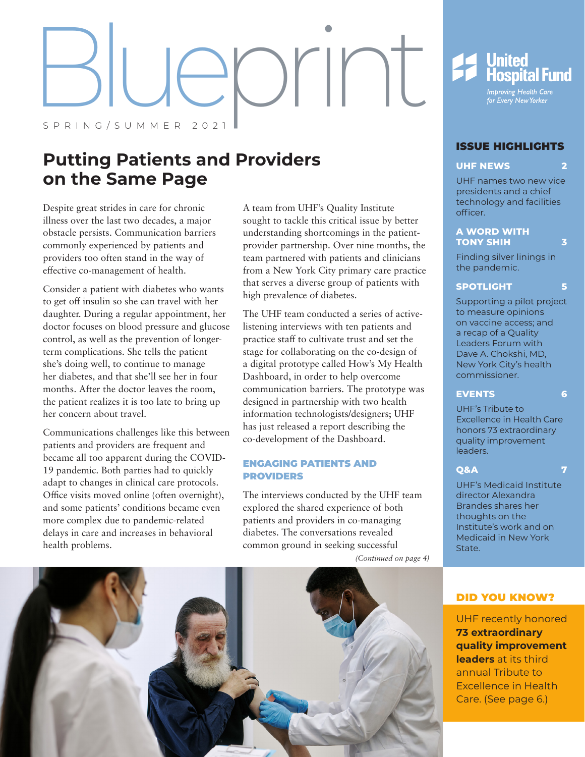# Blueprint

SPRING/SUMMER 2021

United Hospital Fund

*Improving Health Care for Every New Yorker*

## Putting Patients and Providers on the Same Page

Despite great strides in care for chronic illness over the last two decades, a major obstacle persists. Communication barriers commonly experienced by patients and providers too often stand in the way of effective co-management of health.

Consider a patient with diabetes who wants to get off insulin so she can travel with her daughter. During a regular appointment, her doctor focuses on blood pressure and glucose control, as well as the prevention of longer-term complications. She tells the patient she's doing well, to continue to manage her diabetes, and that she'll see her in four months. After the doctor leaves the room, the patient realizes it is too late to bring up her concern about travel.

Communications challenges like this between patients and providers are frequent and became all too apparent during the COVID-19 pandemic. Both parties had to quickly adapt to changes in clinical care protocols. Office visits moved online (often overnight), and some patients' conditions became even more complex due to pandemic-related delays in care and increases in behavioral health problems.

A team from UHF's Quality Institute sought to tackle this critical issue by better understanding shortcomings in the patient-provider partnership. Over nine months, the team partnered with patients and clinicians from a New York City primary care practice that serves a diverse group of patients with high prevalence of diabetes.

The UHF team conducted a series of active-listening interviews with ten patients and practice staff to cultivate trust and set the stage for collaborating on the co-design of a digital prototype called How's My Health Dashboard, in order to help overcome communication barriers. The prototype was designed in partnership with two health information technologists/designers; UHF has just released a report describing the co-development of the Dashboard.

### ENGAGING PATIENTS AND PROVIDERS

The interviews conducted by the UHF team explored the shared experience of both patients and providers in co-managing diabetes. The conversations revealed common ground in seeking successful

*(Continued on page 4)*

## ISSUE HIGHLIGHTS

**UHF NEWS** 2

UHF names two new vice presidents and a chief technology and facilities officer.

**A WORD WITH TONY SHIH** 3

Finding silver linings in the pandemic.

**SPOTLIGHT** 5

Supporting a pilot project to measure opinions on vaccine access; and a recap of a Quality Leaders Forum with Dave A. Chokshi, MD, New York City's health commissioner.

**EVENTS** 6

UHF's Tribute to Excellence in Health Care honors 73 extraordinary quality improvement leaders.

**Q&A** 7

UHF's Medicaid Institute director Alexandra Brandes shares her thoughts on the Institute's work and on Medicaid in New York State.

## DID YOU KNOW?

UHF recently honored **73 extraordinary quality improvement leaders** at its third annual Tribute to Excellence in Health Care. (See page 6.)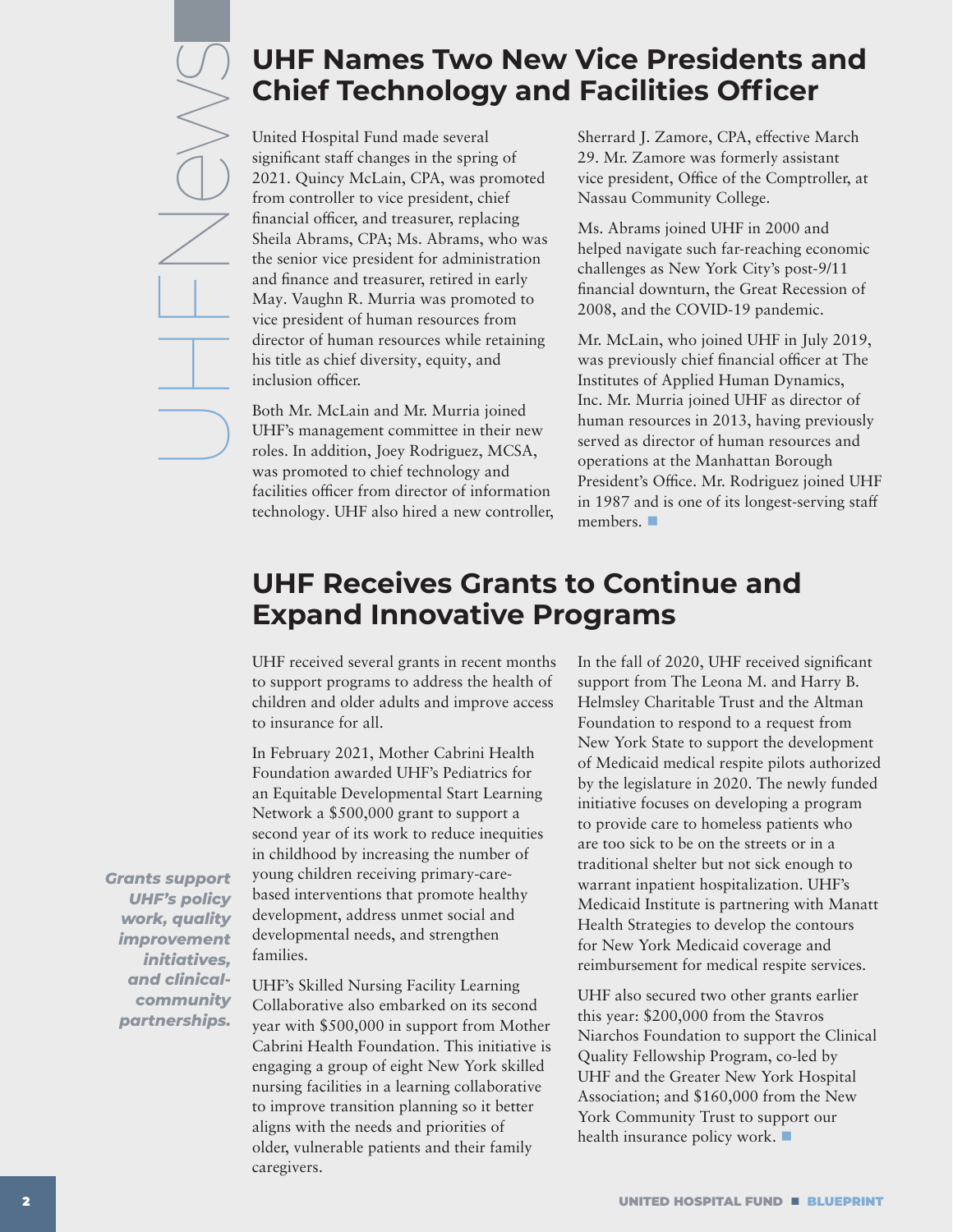# UHF Names Two New Vice Presidents and Chief Technology and Facilities Officer

United Hospital Fund made several significant staff changes in the spring of 2021. Quincy McLain, CPA, was promoted from controller to vice president, chief financial officer, and treasurer, replacing Sheila Abrams, CPA; Ms. Abrams, who was the senior vice president for administration and finance and treasurer, retired in early May. Vaughn R. Murria was promoted to vice president of human resources from director of human resources while retaining his title as chief diversity, equity, and inclusion officer.

Both Mr. McLain and Mr. Murria joined UHF's management committee in their new roles. In addition, Joey Rodriguez, MCSA, was promoted to chief technology and facilities officer from director of information technology. UHF also hired a new controller, Sherrard J. Zamore, CPA, effective March 29. Mr. Zamore was formerly assistant vice president, Office of the Comptroller, at Nassau Community College.

Ms. Abrams joined UHF in 2000 and helped navigate such far-reaching economic challenges as New York City's post-9/11 financial downturn, the Great Recession of 2008, and the COVID-19 pandemic.

Mr. McLain, who joined UHF in July 2019, was previously chief financial officer at The Institutes of Applied Human Dynamics, Inc. Mr. Murria joined UHF as director of human resources in 2013, having previously served as director of human resources and operations at the Manhattan Borough President's Office. Mr. Rodriguez joined UHF in 1987 and is one of its longest-serving staff members. ■

# UHF Receives Grants to Continue and Expand Innovative Programs

UHF received several grants in recent months to support programs to address the health of children and older adults and improve access to insurance for all.

*Grants support UHF's policy work, quality improvement initiatives, and clinical-community partnerships.*

In February 2021, Mother Cabrini Health Foundation awarded UHF's Pediatrics for an Equitable Developmental Start Learning Network a $500,000 grant to support a second year of its work to reduce inequities in childhood by increasing the number of young children receiving primary-care-based interventions that promote healthy development, address unmet social and developmental needs, and strengthen families.

UHF's Skilled Nursing Facility Learning Collaborative also embarked on its second year with $500,000 in support from Mother Cabrini Health Foundation. This initiative is engaging a group of eight New York skilled nursing facilities in a learning collaborative to improve transition planning so it better aligns with the needs and priorities of older, vulnerable patients and their family caregivers.

In the fall of 2020, UHF received significant support from The Leona M. and Harry B. Helmsley Charitable Trust and the Altman Foundation to respond to a request from New York State to support the development of Medicaid medical respite pilots authorized by the legislature in 2020. The newly funded initiative focuses on developing a program to provide care to homeless patients who are too sick to be on the streets or in a traditional shelter but not sick enough to warrant inpatient hospitalization. UHF's Medicaid Institute is partnering with Manatt Health Strategies to develop the contours for New York Medicaid coverage and reimbursement for medical respite services.

UHF also secured two other grants earlier this year: $200,000 from the Stavros Niarchos Foundation to support the Clinical Quality Fellowship Program, co-led by UHF and the Greater New York Hospital Association; and $160,000 from the New York Community Trust to support our health insurance policy work. ■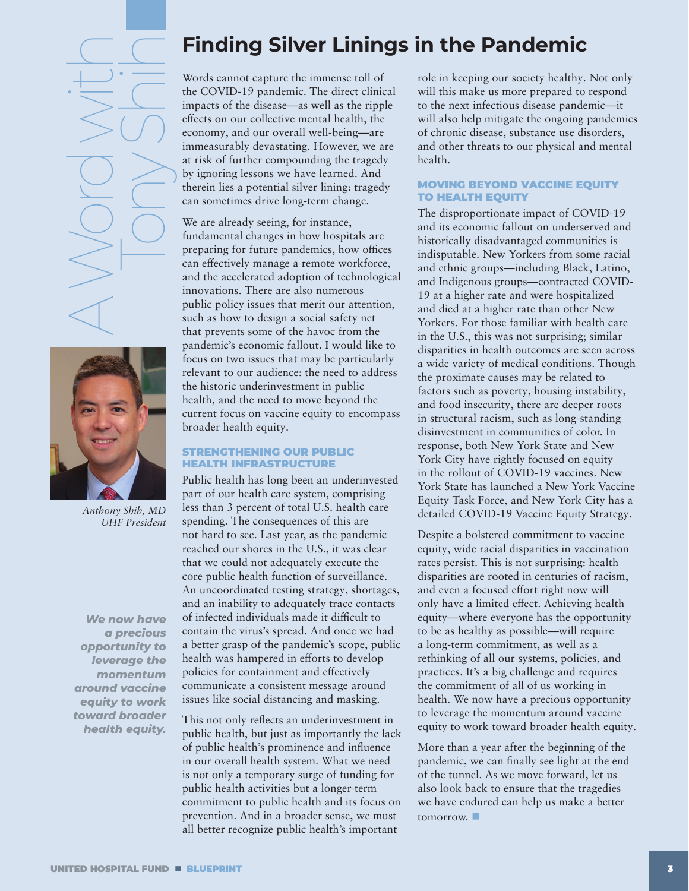A Word with Tony Shih

# Finding Silver Linings in the Pandemic

*Anthony Shih, MD*
*UHF President*

Words cannot capture the immense toll of the COVID-19 pandemic. The direct clinical impacts of the disease—as well as the ripple effects on our collective mental health, the economy, and our overall well-being—are immeasurably devastating. However, we are at risk of further compounding the tragedy by ignoring lessons we have learned. And therein lies a potential silver lining: tragedy can sometimes drive long-term change.

We are already seeing, for instance, fundamental changes in how hospitals are preparing for future pandemics, how offices can effectively manage a remote workforce, and the accelerated adoption of technological innovations. There are also numerous public policy issues that merit our attention, such as how to design a social safety net that prevents some of the havoc from the pandemic's economic fallout. I would like to focus on two issues that may be particularly relevant to our audience: the need to address the historic underinvestment in public health, and the need to move beyond the current focus on vaccine equity to encompass broader health equity.

## STRENGTHENING OUR PUBLIC HEALTH INFRASTRUCTURE

Public health has long been an underinvested part of our health care system, comprising less than 3 percent of total U.S. health care spending. The consequences of this are not hard to see. Last year, as the pandemic reached our shores in the U.S., it was clear that we could not adequately execute the core public health function of surveillance. An uncoordinated testing strategy, shortages, and an inability to adequately trace contacts of infected individuals made it difficult to contain the virus's spread. And once we had a better grasp of the pandemic's scope, public health was hampered in efforts to develop policies for containment and effectively communicate a consistent message around issues like social distancing and masking.

This not only reflects an underinvestment in public health, but just as importantly the lack of public health's prominence and influence in our overall health system. What we need is not only a temporary surge of funding for public health activities but a longer-term commitment to public health and its focus on prevention. And in a broader sense, we must all better recognize public health's important role in keeping our society healthy. Not only will this make us more prepared to respond to the next infectious disease pandemic—it will also help mitigate the ongoing pandemics of chronic disease, substance use disorders, and other threats to our physical and mental health.

## MOVING BEYOND VACCINE EQUITY TO HEALTH EQUITY

The disproportionate impact of COVID-19 and its economic fallout on underserved and historically disadvantaged communities is indisputable. New Yorkers from some racial and ethnic groups—including Black, Latino, and Indigenous groups—contracted COVID-19 at a higher rate and were hospitalized and died at a higher rate than other New Yorkers. For those familiar with health care in the U.S., this was not surprising; similar disparities in health outcomes are seen across a wide variety of medical conditions. Though the proximate causes may be related to factors such as poverty, housing instability, and food insecurity, there are deeper roots in structural racism, such as long-standing disinvestment in communities of color. In response, both New York State and New York City have rightly focused on equity in the rollout of COVID-19 vaccines. New York State has launched a New York Vaccine Equity Task Force, and New York City has a detailed COVID-19 Vaccine Equity Strategy.

Despite a bolstered commitment to vaccine equity, wide racial disparities in vaccination rates persist. This is not surprising: health disparities are rooted in centuries of racism, and even a focused effort right now will only have a limited effect. Achieving health equity—where everyone has the opportunity to be as healthy as possible—will require a long-term commitment, as well as a rethinking of all our systems, policies, and practices. It's a big challenge and requires the commitment of all of us working in health. We now have a precious opportunity to leverage the momentum around vaccine equity to work toward broader health equity.

***We now have a precious opportunity to leverage the momentum around vaccine equity to work toward broader health equity.***

More than a year after the beginning of the pandemic, we can finally see light at the end of the tunnel. As we move forward, let us also look back to ensure that the tragedies we have endured can help us make a better tomorrow. ■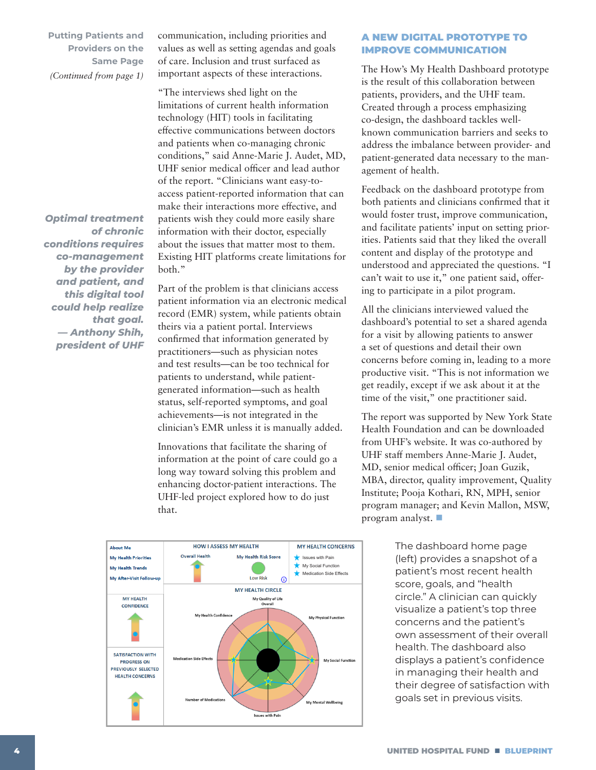**Putting Patients and Providers on the Same Page**

*(Continued from page 1)*

communication, including priorities and values as well as setting agendas and goals of care. Inclusion and trust surfaced as important aspects of these interactions.

"The interviews shed light on the limitations of current health information technology (HIT) tools in facilitating effective communications between doctors and patients when co-managing chronic conditions," said Anne-Marie J. Audet, MD, UHF senior medical officer and lead author of the report. "Clinicians want easy-to-access patient-reported information that can make their interactions more effective, and patients wish they could more easily share information with their doctor, especially about the issues that matter most to them. Existing HIT platforms create limitations for both."

> ***Optimal treatment of chronic conditions requires co-management by the provider and patient, and this digital tool could help realize that goal.* — Anthony Shih, president of UHF**

Part of the problem is that clinicians access patient information via an electronic medical record (EMR) system, while patients obtain theirs via a patient portal. Interviews confirmed that information generated by practitioners—such as physician notes and test results—can be too technical for patients to understand, while patient-generated information—such as health status, self-reported symptoms, and goal achievements—is not integrated in the clinician's EMR unless it is manually added.

Innovations that facilitate the sharing of information at the point of care could go a long way toward solving this problem and enhancing doctor-patient interactions. The UHF-led project explored how to do just that.

## A NEW DIGITAL PROTOTYPE TO IMPROVE COMMUNICATION

The How's My Health Dashboard prototype is the result of this collaboration between patients, providers, and the UHF team. Created through a process emphasizing co-design, the dashboard tackles well-known communication barriers and seeks to address the imbalance between provider- and patient-generated data necessary to the management of health.

Feedback on the dashboard prototype from both patients and clinicians confirmed that it would foster trust, improve communication, and facilitate patients' input on setting priorities. Patients said that they liked the overall content and display of the prototype and understood and appreciated the questions. "I can't wait to use it," one patient said, offering to participate in a pilot program.

All the clinicians interviewed valued the dashboard's potential to set a shared agenda for a visit by allowing patients to answer a set of questions and detail their own concerns before coming in, leading to a more productive visit. "This is not information we get readily, except if we ask about it at the time of the visit," one practitioner said.

The report was supported by New York State Health Foundation and can be downloaded from UHF's website. It was co-authored by UHF staff members Anne-Marie J. Audet, MD, senior medical officer; Joan Guzik, MBA, director, quality improvement, Quality Institute; Pooja Kothari, RN, MPH, senior program manager; and Kevin Mallon, MSW, program analyst.

The dashboard home page (left) provides a snapshot of a patient's most recent health score, goals, and "health circle." A clinician can quickly visualize a patient's top three concerns and the patient's own assessment of their overall health. The dashboard also displays a patient's confidence in managing their health and their degree of satisfaction with goals set in previous visits.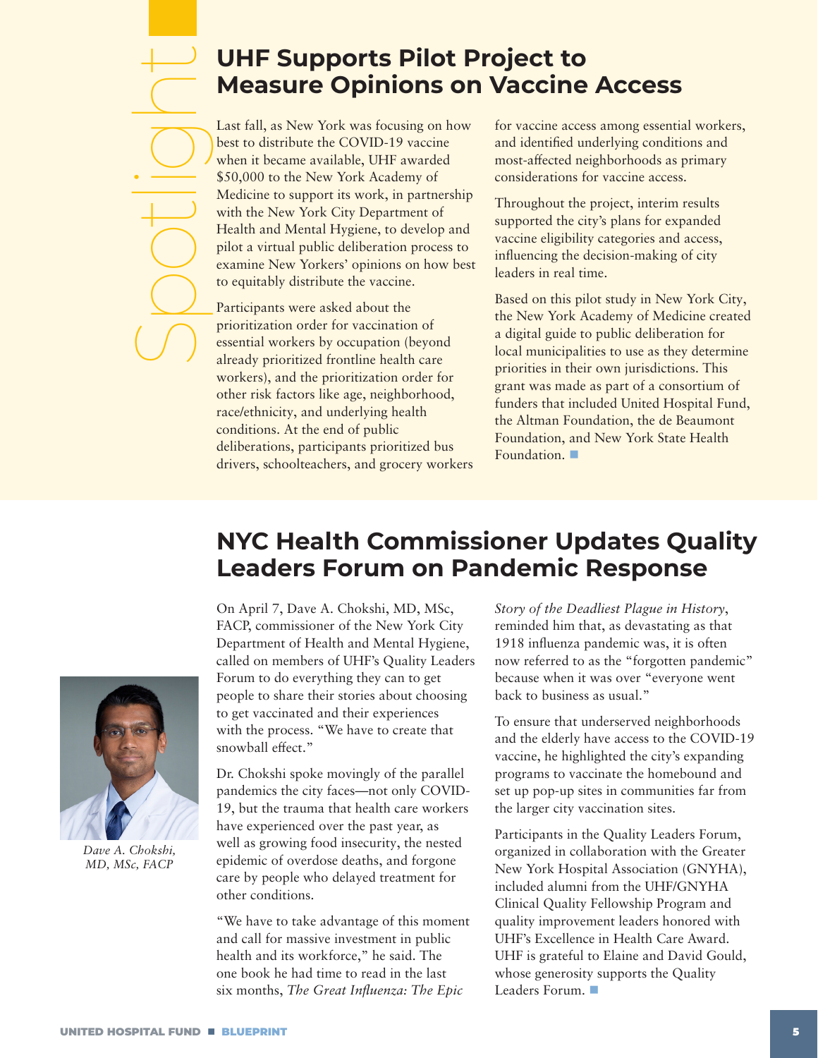Spotlight

## UHF Supports Pilot Project to Measure Opinions on Vaccine Access

Last fall, as New York was focusing on how best to distribute the COVID-19 vaccine when it became available, UHF awarded $50,000 to the New York Academy of Medicine to support its work, in partnership with the New York City Department of Health and Mental Hygiene, to develop and pilot a virtual public deliberation process to examine New Yorkers' opinions on how best to equitably distribute the vaccine.

Participants were asked about the prioritization order for vaccination of essential workers by occupation (beyond already prioritized frontline health care workers), and the prioritization order for other risk factors like age, neighborhood, race/ethnicity, and underlying health conditions. At the end of public deliberations, participants prioritized bus drivers, schoolteachers, and grocery workers for vaccine access among essential workers, and identified underlying conditions and most-affected neighborhoods as primary considerations for vaccine access.

Throughout the project, interim results supported the city's plans for expanded vaccine eligibility categories and access, influencing the decision-making of city leaders in real time.

Based on this pilot study in New York City, the New York Academy of Medicine created a digital guide to public deliberation for local municipalities to use as they determine priorities in their own jurisdictions. This grant was made as part of a consortium of funders that included United Hospital Fund, the Altman Foundation, the de Beaumont Foundation, and New York State Health Foundation. ■

## NYC Health Commissioner Updates Quality Leaders Forum on Pandemic Response

*Dave A. Chokshi, MD, MSc, FACP*

On April 7, Dave A. Chokshi, MD, MSc, FACP, commissioner of the New York City Department of Health and Mental Hygiene, called on members of UHF's Quality Leaders Forum to do everything they can to get people to share their stories about choosing to get vaccinated and their experiences with the process. "We have to create that snowball effect."

Dr. Chokshi spoke movingly of the parallel pandemics the city faces—not only COVID-19, but the trauma that health care workers have experienced over the past year, as well as growing food insecurity, the nested epidemic of overdose deaths, and forgone care by people who delayed treatment for other conditions.

"We have to take advantage of this moment and call for massive investment in public health and its workforce," he said. The one book he had time to read in the last six months, *The Great Influenza: The Epic Story of the Deadliest Plague in History*, reminded him that, as devastating as that 1918 influenza pandemic was, it is often now referred to as the "forgotten pandemic" because when it was over "everyone went back to business as usual."

To ensure that underserved neighborhoods and the elderly have access to the COVID-19 vaccine, he highlighted the city's expanding programs to vaccinate the homebound and set up pop-up sites in communities far from the larger city vaccination sites.

Participants in the Quality Leaders Forum, organized in collaboration with the Greater New York Hospital Association (GNYHA), included alumni from the UHF/GNYHA Clinical Quality Fellowship Program and quality improvement leaders honored with UHF's Excellence in Health Care Award. UHF is grateful to Elaine and David Gould, whose generosity supports the Quality Leaders Forum. ■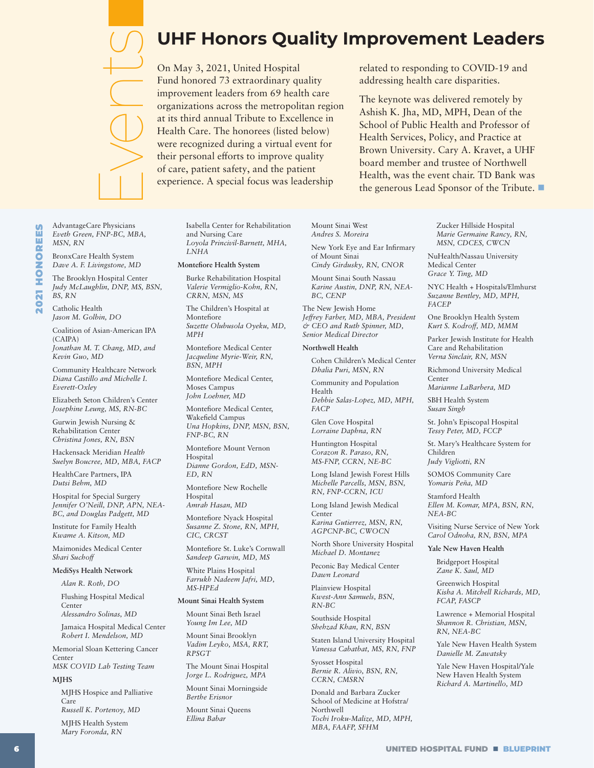Events

# UHF Honors Quality Improvement Leaders

On May 3, 2021, United Hospital Fund honored 73 extraordinary quality improvement leaders from 69 health care organizations across the metropolitan region at its third annual Tribute to Excellence in Health Care. The honorees (listed below) were recognized during a virtual event for their personal efforts to improve quality of care, patient safety, and the patient experience. A special focus was leadership related to responding to COVID-19 and addressing health care disparities.

The keynote was delivered remotely by Ashish K. Jha, MD, MPH, Dean of the School of Public Health and Professor of Health Services, Policy, and Practice at Brown University. Cary A. Kravet, a UHF board member and trustee of Northwell Health, was the event chair. TD Bank was the generous Lead Sponsor of the Tribute. ■

## 2021 HONOREES

AdvantageCare Physicians
*Eveth Green, FNP-BC, MBA, MSN, RN*

BronxCare Health System
*Dave A. F. Livingstone, MD*

The Brooklyn Hospital Center
*Judy McLaughlin, DNP, MS, BSN, BS, RN*

Catholic Health
*Jason M. Golbin, DO*

Coalition of Asian-American IPA (CAIPA)
*Jonathan M. T. Chang, MD, and Kevin Guo, MD*

Community Healthcare Network
*Diana Castillo and Michelle I. Everett-Oxley*

Elizabeth Seton Children's Center
*Josephine Leung, MS, RN-BC*

Gurwin Jewish Nursing & Rehabilitation Center
*Christina Jones, RN, BSN*

Hackensack Meridian *Health*
*Suelyn Boucree, MD, MBA, FACP*

HealthCare Partners, IPA
*Dutsi Behm, MD*

Hospital for Special Surgery
*Jennifer O'Neill, DNP, APN, NEA-BC, and Douglas Padgett, MD*

Institute for Family Health
*Kwame A. Kitson, MD*

Maimonides Medical Center
*Shari Suchoff*

**MediSys Health Network**

*Alan R. Roth, DO*

Flushing Hospital Medical Center
*Alessandro Solinas, MD*

Jamaica Hospital Medical Center
*Robert I. Mendelson, MD*

Memorial Sloan Kettering Cancer Center
*MSK COVID Lab Testing Team*

**MJHS**

MJHS Hospice and Palliative Care
*Russell K. Portenoy, MD*

MJHS Health System
*Mary Foronda, RN*

Isabella Center for Rehabilitation and Nursing Care
*Loyola Princivil-Barnett, MHA, LNHA*

**Montefiore Health System**

Burke Rehabilitation Hospital
*Valerie Vermiglio-Kohn, RN, CRRN, MSN, MS*

The Children's Hospital at Montefiore
*Suzette Olubusola Oyeku, MD, MPH*

Montefiore Medical Center
*Jacqueline Myrie-Weir, RN, BSN, MPH*

Montefiore Medical Center, Moses Campus
*John Loehner, MD*

Montefiore Medical Center, Wakefield Campus
*Una Hopkins, DNP, MSN, BSN, FNP-BC, RN*

Montefiore Mount Vernon Hospital
*Dianne Gordon, EdD, MSN-ED, RN*

Montefiore New Rochelle Hospital
*Amrah Hasan, MD*

Montefiore Nyack Hospital
*Susanne Z. Stone, RN, MPH, CIC, CRCST*

Montefiore St. Luke's Cornwall
*Sandeep Garwin, MD, MS*

White Plains Hospital
*Farrukh Nadeem Jafri, MD, MS-HPEd*

**Mount Sinai Health System**

Mount Sinai Beth Israel
*Young Im Lee, MD*

Mount Sinai Brooklyn
*Vadim Leyko, MSA, RRT, RPSGT*

The Mount Sinai Hospital
*Jorge L. Rodriguez, MPA*

Mount Sinai Morningside
*Berthe Erisnor*

Mount Sinai Queens
*Ellina Babar*

Mount Sinai West
*Andres S. Moreira*

New York Eye and Ear Infirmary of Mount Sinai
*Cindy Girdusky, RN, CNOR*

Mount Sinai South Nassau
*Karine Austin, DNP, RN, NEA-BC, CENP*

The New Jewish Home
*Jeffrey Farber, MD, MBA, President & CEO and Ruth Spinner, MD, Senior Medical Director*

**Northwell Health**

Cohen Children's Medical Center
*Dhalia Puri, MSN, RN*

Community and Population Health
*Debbie Salas-Lopez, MD, MPH, FACP*

Glen Cove Hospital
*Lorraine Daphna, RN*

Huntington Hospital
*Corazon R. Paraso, RN, MS-FNP, CCRN, NE-BC*

Long Island Jewish Forest Hills
*Michelle Parcells, MSN, BSN, RN, FNP-CCRN, ICU*

Long Island Jewish Medical Center
*Karina Gutierrez, MSN, RN, AGPCNP-BC, CWOCN*

North Shore University Hospital
*Michael D. Montanez*

Peconic Bay Medical Center
*Dawn Leonard*

Plainview Hospital
*Kwest-Ann Samuels, BSN, RN-BC*

Southside Hospital
*Shehzad Khan, RN, BSN*

Staten Island University Hospital
*Vanessa Cabatbat, MS, RN, FNP*

Syosset Hospital
*Bernie R. Alivio, BSN, RN, CCRN, CMSRN*

Donald and Barbara Zucker School of Medicine at Hofstra/Northwell
*Tochi Iroku-Malize, MD, MPH, MBA, FAAFP, SFHM*

Zucker Hillside Hospital
*Marie Germaine Rancy, RN, MSN, CDCES, CWCN*

NuHealth/Nassau University Medical Center
*Grace Y. Ting, MD*

NYC Health + Hospitals/Elmhurst
*Suzanne Bentley, MD, MPH, FACEP*

One Brooklyn Health System
*Kurt S. Kodroff, MD, MMM*

Parker Jewish Institute for Health Care and Rehabilitation
*Verna Sinclair, RN, MSN*

Richmond University Medical Center
*Marianne LaBarbera, MD*

SBH Health System
*Susan Singh*

St. John's Episcopal Hospital
*Tessy Peter, MD, FCCP*

St. Mary's Healthcare System for Children
*Judy Vigliotti, RN*

SOMOS Community Care
*Yomaris Peña, MD*

Stamford Health
*Ellen M. Komar, MPA, BSN, RN, NEA-BC*

Visiting Nurse Service of New York
*Carol Odnoha, RN, BSN, MPA*

**Yale New Haven Health**

Bridgeport Hospital
*Zane K. Saul, MD*

Greenwich Hospital
*Kisha A. Mitchell Richards, MD, FCAP, FASCP*

Lawrence + Memorial Hospital
*Shannon R. Christian, MSN, RN, NEA-BC*

Yale New Haven Health System
*Danielle M. Zawatsky*

Yale New Haven Hospital/Yale New Haven Health System
*Richard A. Martinello, MD*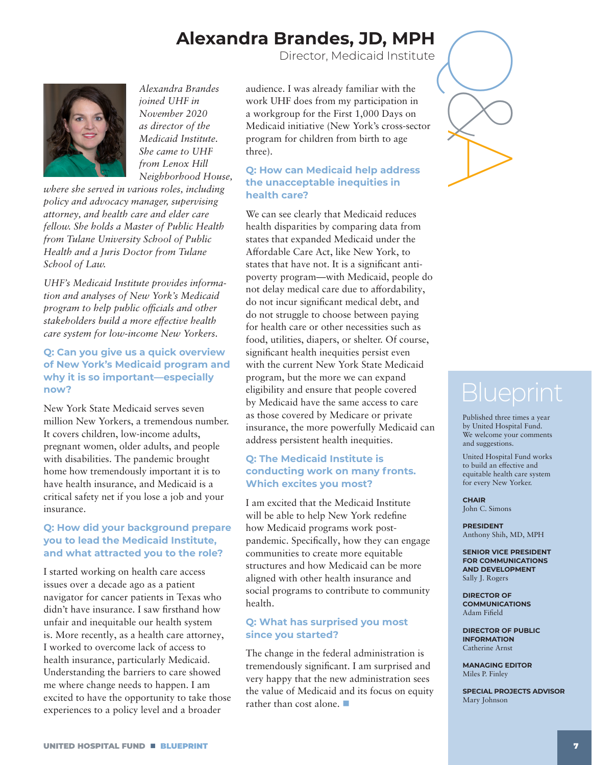# Alexandra Brandes, JD, MPH

Director, Medicaid Institute

*Alexandra Brandes joined UHF in November 2020 as director of the Medicaid Institute. She came to UHF from Lenox Hill Neighborhood House, where she served in various roles, including policy and advocacy manager, supervising attorney, and health care and elder care fellow. She holds a Master of Public Health from Tulane University School of Public Health and a Juris Doctor from Tulane School of Law.*

*UHF's Medicaid Institute provides information and analyses of New York's Medicaid program to help public officials and other stakeholders build a more effective health care system for low-income New Yorkers.*

### Q: Can you give us a quick overview of New York's Medicaid program and why it is so important—especially now?

New York State Medicaid serves seven million New Yorkers, a tremendous number. It covers children, low-income adults, pregnant women, older adults, and people with disabilities. The pandemic brought home how tremendously important it is to have health insurance, and Medicaid is a critical safety net if you lose a job and your insurance.

### Q: How did your background prepare you to lead the Medicaid Institute, and what attracted you to the role?

I started working on health care access issues over a decade ago as a patient navigator for cancer patients in Texas who didn't have insurance. I saw firsthand how unfair and inequitable our health system is. More recently, as a health care attorney, I worked to overcome lack of access to health insurance, particularly Medicaid. Understanding the barriers to care showed me where change needs to happen. I am excited to have the opportunity to take those experiences to a policy level and a broader audience. I was already familiar with the work UHF does from my participation in a workgroup for the First 1,000 Days on Medicaid initiative (New York's cross-sector program for children from birth to age three).

### Q: How can Medicaid help address the unacceptable inequities in health care?

We can see clearly that Medicaid reduces health disparities by comparing data from states that expanded Medicaid under the Affordable Care Act, like New York, to states that have not. It is a significant anti-poverty program—with Medicaid, people do not delay medical care due to affordability, do not incur significant medical debt, and do not struggle to choose between paying for health care or other necessities such as food, utilities, diapers, or shelter. Of course, significant health inequities persist even with the current New York State Medicaid program, but the more we can expand eligibility and ensure that people covered by Medicaid have the same access to care as those covered by Medicare or private insurance, the more powerfully Medicaid can address persistent health inequities.

### Q: The Medicaid Institute is conducting work on many fronts. Which excites you most?

I am excited that the Medicaid Institute will be able to help New York redefine how Medicaid programs work post-pandemic. Specifically, how they can engage communities to create more equitable structures and how Medicaid can be more aligned with other health insurance and social programs to contribute to community health.

### Q: What has surprised you most since you started?

The change in the federal administration is tremendously significant. I am surprised and very happy that the new administration sees the value of Medicaid and its focus on equity rather than cost alone. ■

## Blueprint

Published three times a year by United Hospital Fund. We welcome your comments and suggestions.

United Hospital Fund works to build an effective and equitable health care system for every New Yorker.

**CHAIR**
John C. Simons

**PRESIDENT**
Anthony Shih, MD, MPH

**SENIOR VICE PRESIDENT FOR COMMUNICATIONS AND DEVELOPMENT**
Sally J. Rogers

**DIRECTOR OF COMMUNICATIONS**
Adam Fifield

**DIRECTOR OF PUBLIC INFORMATION**
Catherine Arnst

**MANAGING EDITOR**
Miles P. Finley

**SPECIAL PROJECTS ADVISOR**
Mary Johnson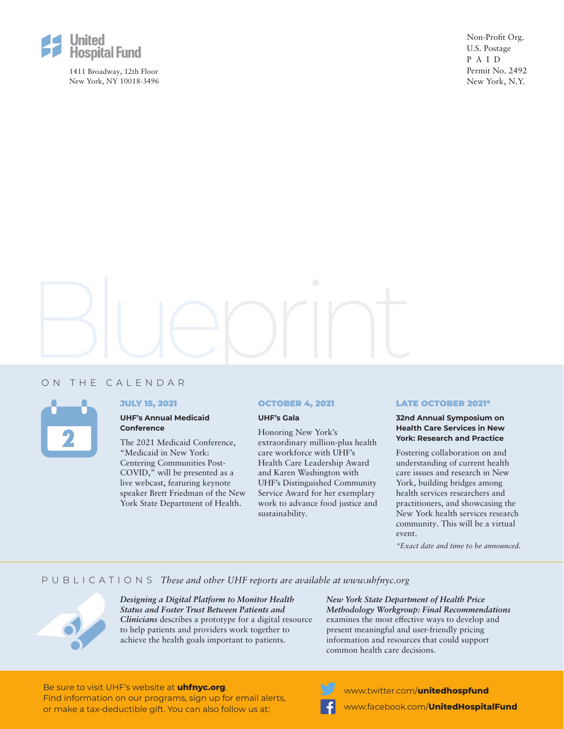United Hospital Fund

1411 Broadway, 12th Floor
New York, NY 10018-3496

Non-Profit Org.
U.S. Postage
PAID
Permit No. 2492
New York, N.Y.

# Blueprint

## ON THE CALENDAR

**JULY 15, 2021**

**UHF's Annual Medicaid Conference**

The 2021 Medicaid Conference, "Medicaid in New York: Centering Communities Post-COVID," will be presented as a live webcast, featuring keynote speaker Brett Friedman of the New York State Department of Health.

**OCTOBER 4, 2021**

**UHF's Gala**

Honoring New York's extraordinary million-plus health care workforce with UHF's Health Care Leadership Award and Karen Washington with UHF's Distinguished Community Service Award for her exemplary work to advance food justice and sustainability.

**LATE OCTOBER 2021***

**32nd Annual Symposium on Health Care Services in New York: Research and Practice**

Fostering collaboration on and understanding of current health care issues and research in New York, building bridges among health services researchers and practitioners, and showcasing the New York health services research community. This will be a virtual event.

*\*Exact date and time to be announced.*

## PUBLICATIONS *These and other UHF reports are available at www.uhfnyc.org*

***Designing a Digital Platform to Monitor Health Status and Foster Trust Between Patients and Clinicians*** describes a prototype for a digital resource to help patients and providers work together to achieve the health goals important to patients.

***New York State Department of Health Price Methodology Workgroup: Final Recommendations*** examines the most effective ways to develop and present meaningful and user-friendly pricing information and resources that could support common health care decisions.

Be sure to visit UHF's website at **uhfnyc.org**.
Find information on our programs, sign up for email alerts, or make a tax-deductible gift. You can also follow us at:

www.twitter.com/**unitedhospfund**

www.facebook.com/**UnitedHospitalFund**